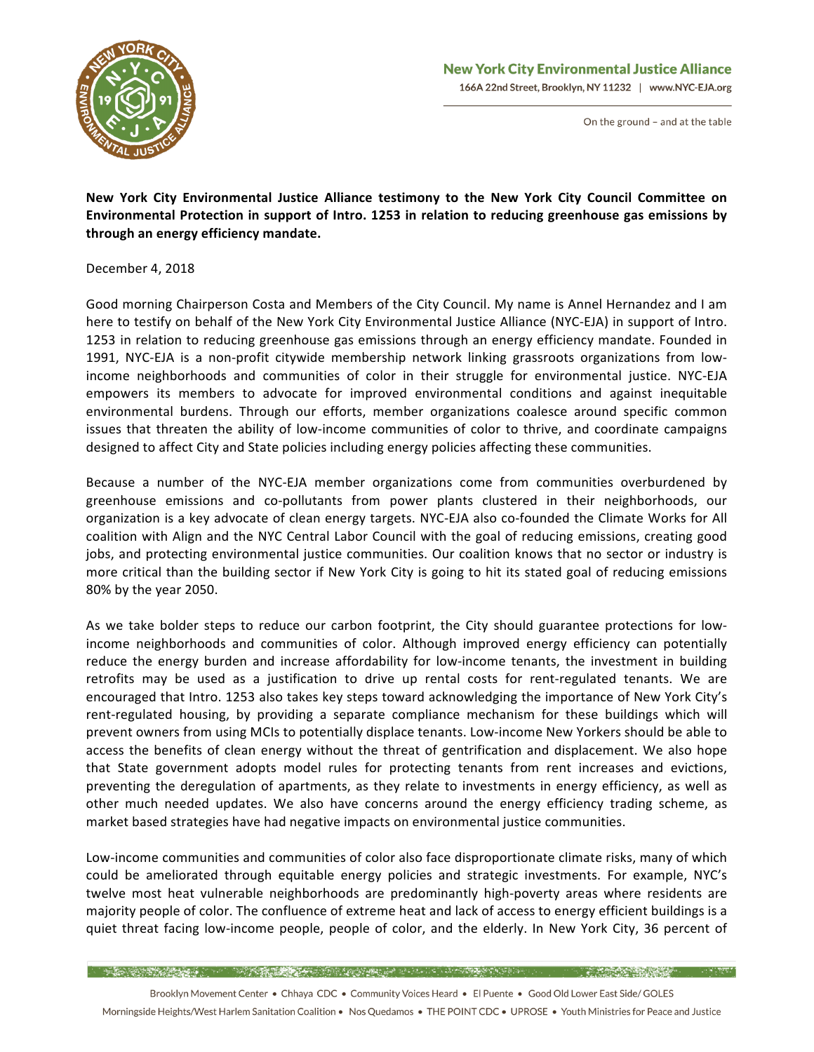New York City Environmental Justice Alliance

166A 22nd Street, Brooklyn, NY 11232 | www.NYC-EJA.org

On the ground – and at the table

**New York City Environmental Justice Alliance testimony to the New York City Council Committee on Environmental Protection in support of Intro. 1253 in relation to reducing greenhouse gas emissions by through an energy efficiency mandate.**

December 4, 2018

Good morning Chairperson Costa and Members of the City Council. My name is Annel Hernandez and I am here to testify on behalf of the New York City Environmental Justice Alliance (NYC-EJA) in support of Intro. 1253 in relation to reducing greenhouse gas emissions through an energy efficiency mandate. Founded in 1991, NYC-EJA is a non-profit citywide membership network linking grassroots organizations from low-income neighborhoods and communities of color in their struggle for environmental justice. NYC-EJA empowers its members to advocate for improved environmental conditions and against inequitable environmental burdens. Through our efforts, member organizations coalesce around specific common issues that threaten the ability of low-income communities of color to thrive, and coordinate campaigns designed to affect City and State policies including energy policies affecting these communities.

Because a number of the NYC-EJA member organizations come from communities overburdened by greenhouse emissions and co-pollutants from power plants clustered in their neighborhoods, our organization is a key advocate of clean energy targets. NYC-EJA also co-founded the Climate Works for All coalition with Align and the NYC Central Labor Council with the goal of reducing emissions, creating good jobs, and protecting environmental justice communities. Our coalition knows that no sector or industry is more critical than the building sector if New York City is going to hit its stated goal of reducing emissions 80% by the year 2050.

As we take bolder steps to reduce our carbon footprint, the City should guarantee protections for low-income neighborhoods and communities of color. Although improved energy efficiency can potentially reduce the energy burden and increase affordability for low-income tenants, the investment in building retrofits may be used as a justification to drive up rental costs for rent-regulated tenants. We are encouraged that Intro. 1253 also takes key steps toward acknowledging the importance of New York City's rent-regulated housing, by providing a separate compliance mechanism for these buildings which will prevent owners from using MCIs to potentially displace tenants. Low-income New Yorkers should be able to access the benefits of clean energy without the threat of gentrification and displacement. We also hope that State government adopts model rules for protecting tenants from rent increases and evictions, preventing the deregulation of apartments, as they relate to investments in energy efficiency, as well as other much needed updates. We also have concerns around the energy efficiency trading scheme, as market based strategies have had negative impacts on environmental justice communities.

Low-income communities and communities of color also face disproportionate climate risks, many of which could be ameliorated through equitable energy policies and strategic investments. For example, NYC's twelve most heat vulnerable neighborhoods are predominantly high-poverty areas where residents are majority people of color. The confluence of extreme heat and lack of access to energy efficient buildings is a quiet threat facing low-income people, people of color, and the elderly. In New York City, 36 percent of

Brooklyn Movement Center • Chhaya CDC • Community Voices Heard • El Puente • Good Old Lower East Side/ GOLES
Morningside Heights/West Harlem Sanitation Coalition • Nos Quedamos • THE POINT CDC • UPROSE • Youth Ministries for Peace and Justice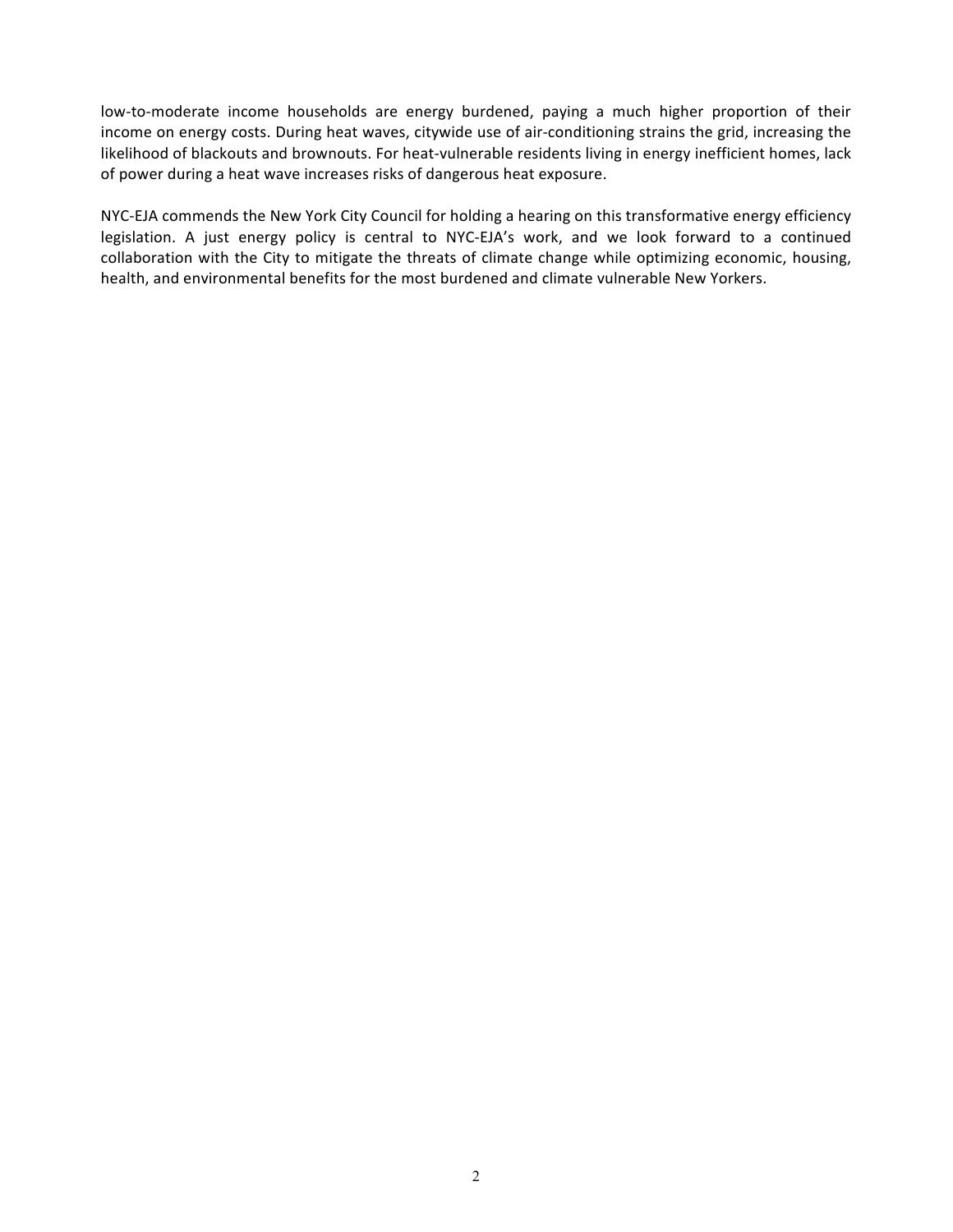low-to-moderate income households are energy burdened, paying a much higher proportion of their income on energy costs. During heat waves, citywide use of air-conditioning strains the grid, increasing the likelihood of blackouts and brownouts. For heat-vulnerable residents living in energy inefficient homes, lack of power during a heat wave increases risks of dangerous heat exposure.

NYC-EJA commends the New York City Council for holding a hearing on this transformative energy efficiency legislation. A just energy policy is central to NYC-EJA's work, and we look forward to a continued collaboration with the City to mitigate the threats of climate change while optimizing economic, housing, health, and environmental benefits for the most burdened and climate vulnerable New Yorkers.